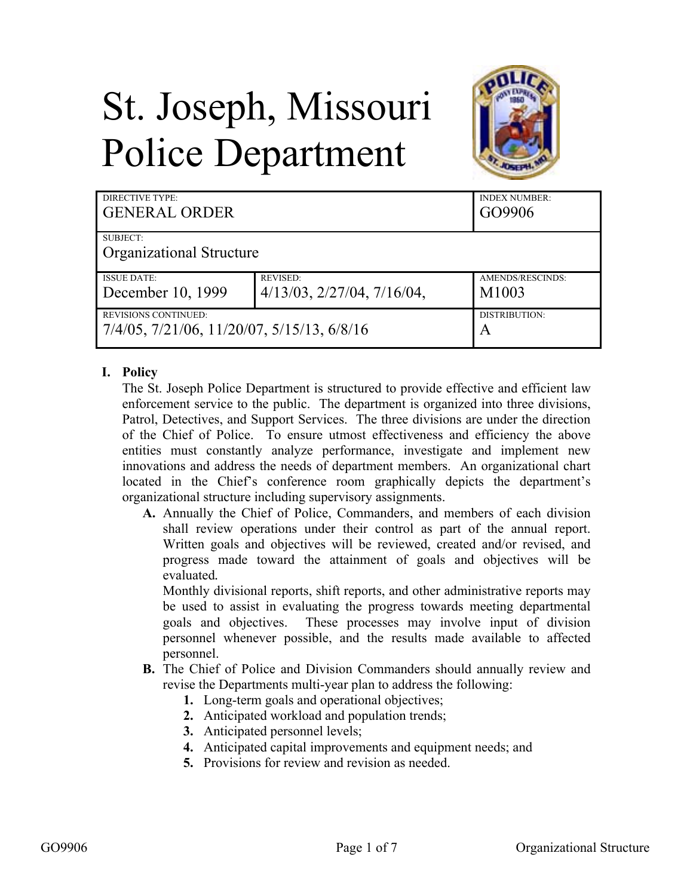# St. Joseph, Missouri Police Department

| DIRECTIVE TYPE: GENERAL ORDER | | INDEX NUMBER: GO9906 |
|---|---|---|
| SUBJECT: Organizational Structure | | |
| ISSUE DATE: December 10, 1999 | REVISED: 4/13/03, 2/27/04, 7/16/04, | AMENDS/RESCINDS: M1003 |
| REVISIONS CONTINUED: 7/4/05, 7/21/06, 11/20/07, 5/15/13, 6/8/16 | | DISTRIBUTION: A |

**I. Policy**

The St. Joseph Police Department is structured to provide effective and efficient law enforcement service to the public. The department is organized into three divisions, Patrol, Detectives, and Support Services. The three divisions are under the direction of the Chief of Police. To ensure utmost effectiveness and efficiency the above entities must constantly analyze performance, investigate and implement new innovations and address the needs of department members. An organizational chart located in the Chief's conference room graphically depicts the department's organizational structure including supervisory assignments.

**A.** Annually the Chief of Police, Commanders, and members of each division shall review operations under their control as part of the annual report. Written goals and objectives will be reviewed, created and/or revised, and progress made toward the attainment of goals and objectives will be evaluated.

Monthly divisional reports, shift reports, and other administrative reports may be used to assist in evaluating the progress towards meeting departmental goals and objectives. These processes may involve input of division personnel whenever possible, and the results made available to affected personnel.

**B.** The Chief of Police and Division Commanders should annually review and revise the Departments multi-year plan to address the following:

1. Long-term goals and operational objectives;
2. Anticipated workload and population trends;
3. Anticipated personnel levels;
4. Anticipated capital improvements and equipment needs; and
5. Provisions for review and revision as needed.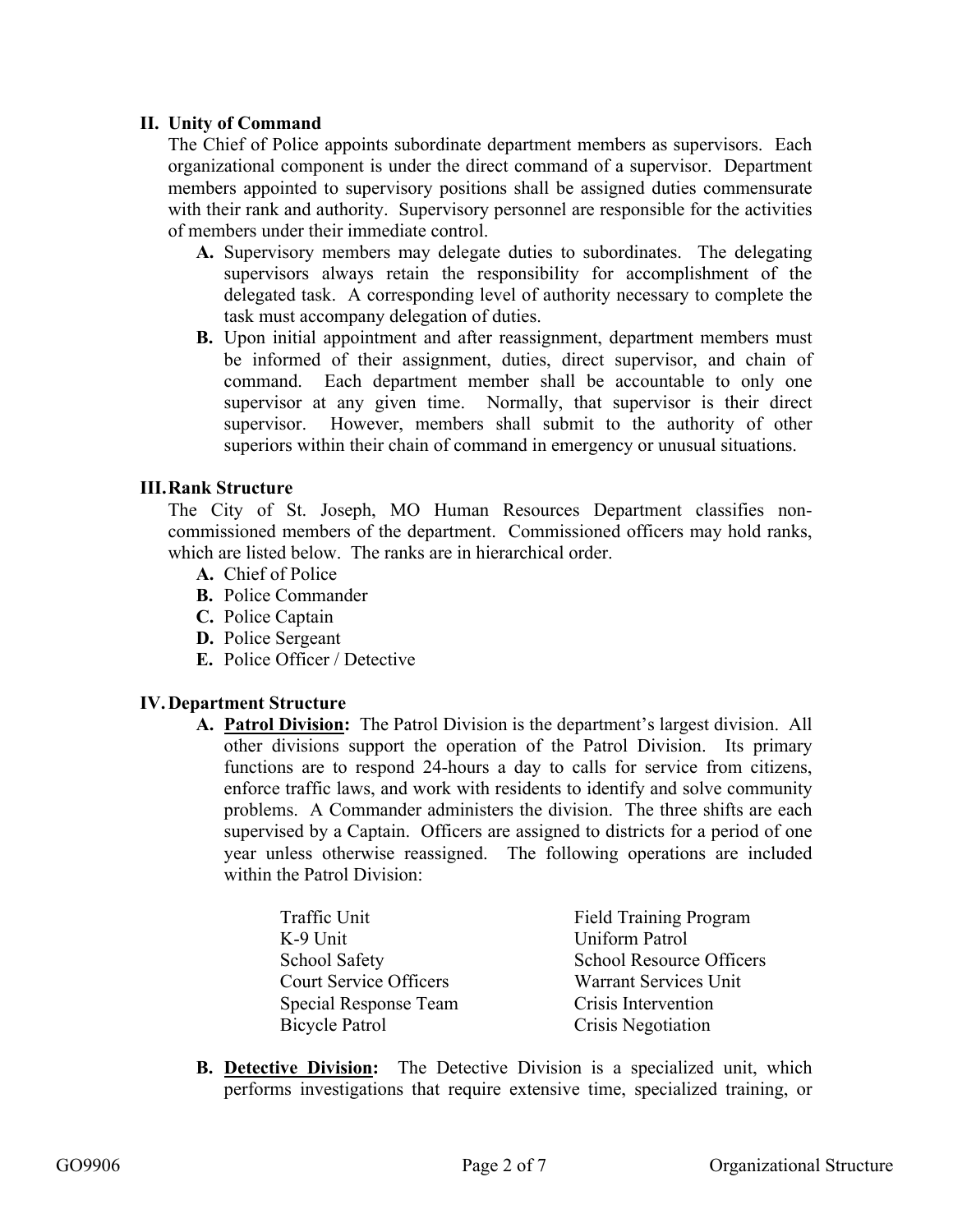## II. Unity of Command

The Chief of Police appoints subordinate department members as supervisors. Each organizational component is under the direct command of a supervisor. Department members appointed to supervisory positions shall be assigned duties commensurate with their rank and authority. Supervisory personnel are responsible for the activities of members under their immediate control.

- **A.** Supervisory members may delegate duties to subordinates. The delegating supervisors always retain the responsibility for accomplishment of the delegated task. A corresponding level of authority necessary to complete the task must accompany delegation of duties.
- **B.** Upon initial appointment and after reassignment, department members must be informed of their assignment, duties, direct supervisor, and chain of command. Each department member shall be accountable to only one supervisor at any given time. Normally, that supervisor is their direct supervisor. However, members shall submit to the authority of other superiors within their chain of command in emergency or unusual situations.

## III. Rank Structure

The City of St. Joseph, MO Human Resources Department classifies non-commissioned members of the department. Commissioned officers may hold ranks, which are listed below. The ranks are in hierarchical order.

- **A.** Chief of Police
- **B.** Police Commander
- **C.** Police Captain
- **D.** Police Sergeant
- **E.** Police Officer / Detective

## IV. Department Structure

- **A.** **<u>Patrol Division</u>:** The Patrol Division is the department's largest division. All other divisions support the operation of the Patrol Division. Its primary functions are to respond 24-hours a day to calls for service from citizens, enforce traffic laws, and work with residents to identify and solve community problems. A Commander administers the division. The three shifts are each supervised by a Captain. Officers are assigned to districts for a period of one year unless otherwise reassigned. The following operations are included within the Patrol Division:

  - Traffic Unit
  - K-9 Unit
  - School Safety
  - Court Service Officers
  - Special Response Team
  - Bicycle Patrol
  - Field Training Program
  - Uniform Patrol
  - School Resource Officers
  - Warrant Services Unit
  - Crisis Intervention
  - Crisis Negotiation

- **B.** **<u>Detective Division</u>:** The Detective Division is a specialized unit, which performs investigations that require extensive time, specialized training, or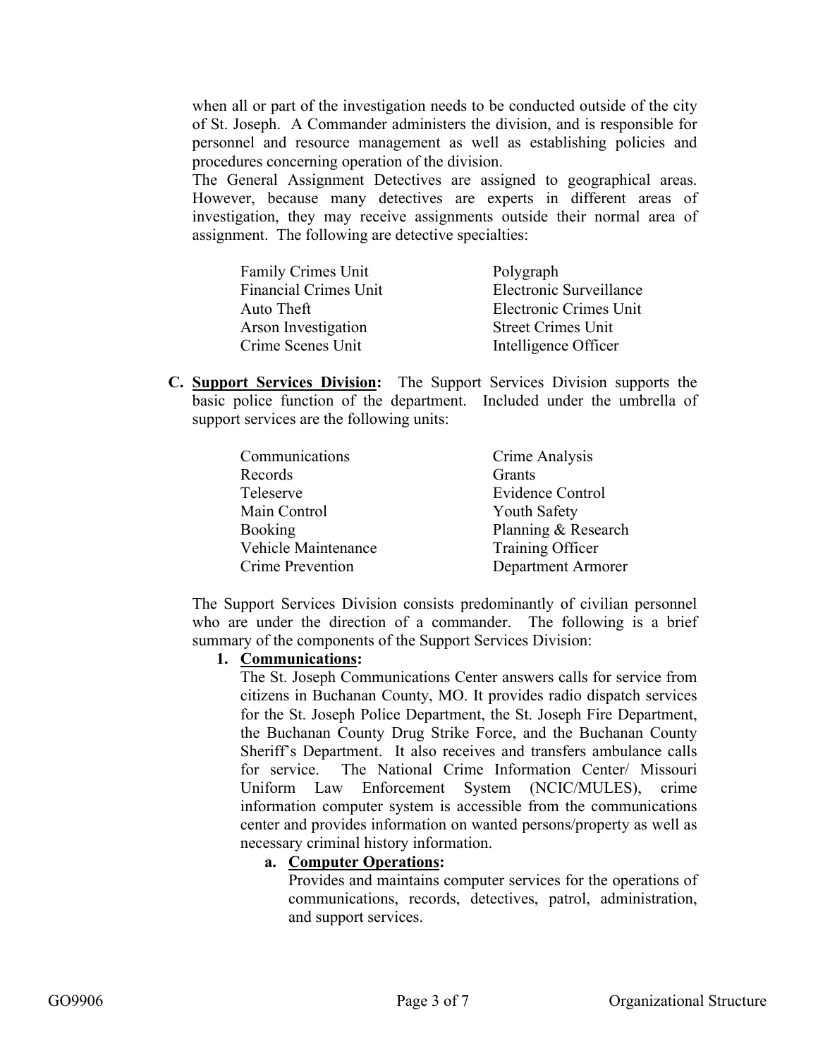when all or part of the investigation needs to be conducted outside of the city of St. Joseph. A Commander administers the division, and is responsible for personnel and resource management as well as establishing policies and procedures concerning operation of the division.

The General Assignment Detectives are assigned to geographical areas. However, because many detectives are experts in different areas of investigation, they may receive assignments outside their normal area of assignment. The following are detective specialties:

| | |
|---|---|
| Family Crimes Unit | Polygraph |
| Financial Crimes Unit | Electronic Surveillance |
| Auto Theft | Electronic Crimes Unit |
| Arson Investigation | Street Crimes Unit |
| Crime Scenes Unit | Intelligence Officer |

**C. Support Services Division:** The Support Services Division supports the basic police function of the department. Included under the umbrella of support services are the following units:

| | |
|---|---|
| Communications | Crime Analysis |
| Records | Grants |
| Teleserve | Evidence Control |
| Main Control | Youth Safety |
| Booking | Planning & Research |
| Vehicle Maintenance | Training Officer |
| Crime Prevention | Department Armorer |

The Support Services Division consists predominantly of civilian personnel who are under the direction of a commander. The following is a brief summary of the components of the Support Services Division:

**1. Communications:**

The St. Joseph Communications Center answers calls for service from citizens in Buchanan County, MO. It provides radio dispatch services for the St. Joseph Police Department, the St. Joseph Fire Department, the Buchanan County Drug Strike Force, and the Buchanan County Sheriff's Department. It also receives and transfers ambulance calls for service. The National Crime Information Center/ Missouri Uniform Law Enforcement System (NCIC/MULES), crime information computer system is accessible from the communications center and provides information on wanted persons/property as well as necessary criminal history information.

**a. Computer Operations:**

Provides and maintains computer services for the operations of communications, records, detectives, patrol, administration, and support services.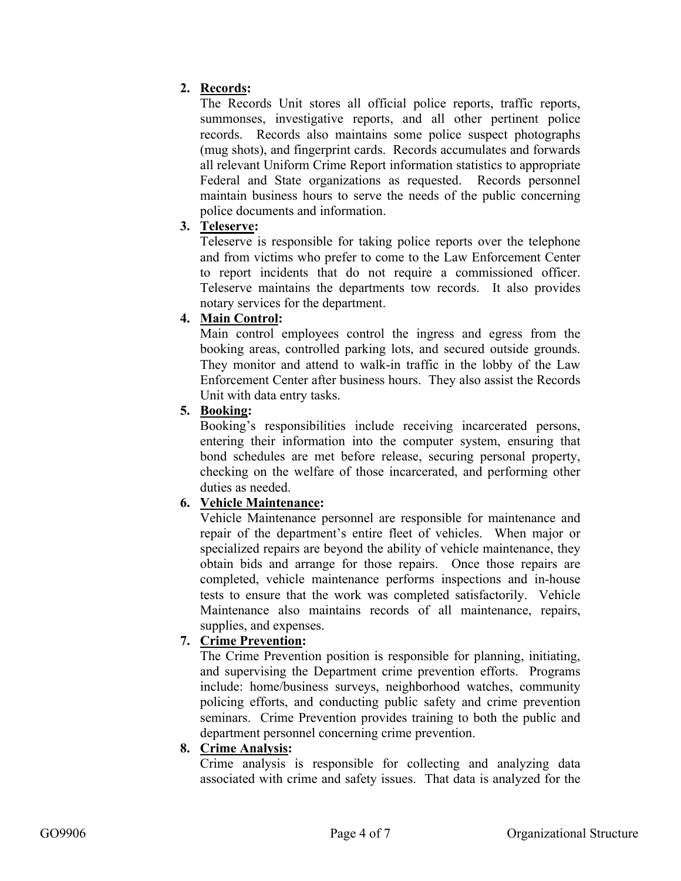2. **Records:**
   The Records Unit stores all official police reports, traffic reports, summonses, investigative reports, and all other pertinent police records. Records also maintains some police suspect photographs (mug shots), and fingerprint cards. Records accumulates and forwards all relevant Uniform Crime Report information statistics to appropriate Federal and State organizations as requested. Records personnel maintain business hours to serve the needs of the public concerning police documents and information.

3. **Teleserve:**
   Teleserve is responsible for taking police reports over the telephone and from victims who prefer to come to the Law Enforcement Center to report incidents that do not require a commissioned officer. Teleserve maintains the departments tow records. It also provides notary services for the department.

4. **Main Control:**
   Main control employees control the ingress and egress from the booking areas, controlled parking lots, and secured outside grounds. They monitor and attend to walk-in traffic in the lobby of the Law Enforcement Center after business hours. They also assist the Records Unit with data entry tasks.

5. **Booking:**
   Booking's responsibilities include receiving incarcerated persons, entering their information into the computer system, ensuring that bond schedules are met before release, securing personal property, checking on the welfare of those incarcerated, and performing other duties as needed.

6. **Vehicle Maintenance:**
   Vehicle Maintenance personnel are responsible for maintenance and repair of the department's entire fleet of vehicles. When major or specialized repairs are beyond the ability of vehicle maintenance, they obtain bids and arrange for those repairs. Once those repairs are completed, vehicle maintenance performs inspections and in-house tests to ensure that the work was completed satisfactorily. Vehicle Maintenance also maintains records of all maintenance, repairs, supplies, and expenses.

7. **Crime Prevention:**
   The Crime Prevention position is responsible for planning, initiating, and supervising the Department crime prevention efforts. Programs include: home/business surveys, neighborhood watches, community policing efforts, and conducting public safety and crime prevention seminars. Crime Prevention provides training to both the public and department personnel concerning crime prevention.

8. **Crime Analysis:**
   Crime analysis is responsible for collecting and analyzing data associated with crime and safety issues. That data is analyzed for the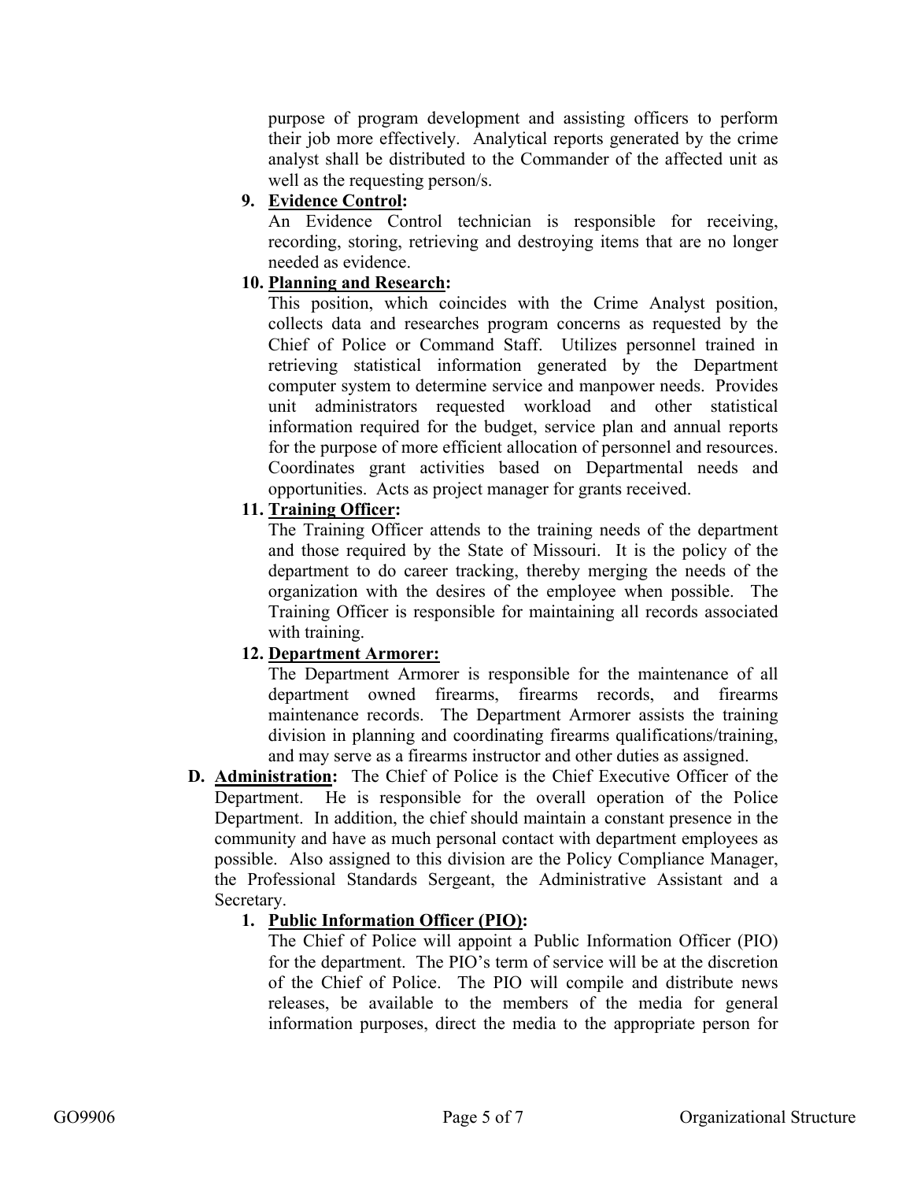purpose of program development and assisting officers to perform their job more effectively. Analytical reports generated by the crime analyst shall be distributed to the Commander of the affected unit as well as the requesting person/s.

9. **Evidence Control:**
   An Evidence Control technician is responsible for receiving, recording, storing, retrieving and destroying items that are no longer needed as evidence.

10. **Planning and Research:**
    This position, which coincides with the Crime Analyst position, collects data and researches program concerns as requested by the Chief of Police or Command Staff. Utilizes personnel trained in retrieving statistical information generated by the Department computer system to determine service and manpower needs. Provides unit administrators requested workload and other statistical information required for the budget, service plan and annual reports for the purpose of more efficient allocation of personnel and resources. Coordinates grant activities based on Departmental needs and opportunities. Acts as project manager for grants received.

11. **Training Officer:**
    The Training Officer attends to the training needs of the department and those required by the State of Missouri. It is the policy of the department to do career tracking, thereby merging the needs of the organization with the desires of the employee when possible. The Training Officer is responsible for maintaining all records associated with training.

12. **Department Armorer:**
    The Department Armorer is responsible for the maintenance of all department owned firearms, firearms records, and firearms maintenance records. The Department Armorer assists the training division in planning and coordinating firearms qualifications/training, and may serve as a firearms instructor and other duties as assigned.

**D. Administration:** The Chief of Police is the Chief Executive Officer of the Department. He is responsible for the overall operation of the Police Department. In addition, the chief should maintain a constant presence in the community and have as much personal contact with department employees as possible. Also assigned to this division are the Policy Compliance Manager, the Professional Standards Sergeant, the Administrative Assistant and a Secretary.

1. **Public Information Officer (PIO):**
   The Chief of Police will appoint a Public Information Officer (PIO) for the department. The PIO's term of service will be at the discretion of the Chief of Police. The PIO will compile and distribute news releases, be available to the members of the media for general information purposes, direct the media to the appropriate person for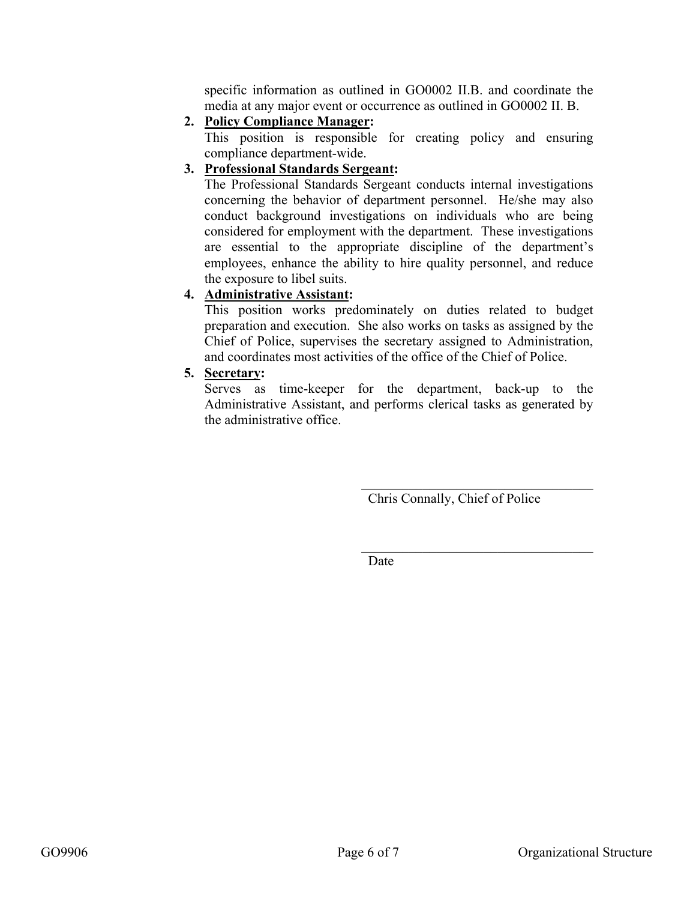specific information as outlined in GO0002 II.B. and coordinate the media at any major event or occurrence as outlined in GO0002 II. B.

2. **Policy Compliance Manager:**
   This position is responsible for creating policy and ensuring compliance department-wide.

3. **Professional Standards Sergeant:**
   The Professional Standards Sergeant conducts internal investigations concerning the behavior of department personnel. He/she may also conduct background investigations on individuals who are being considered for employment with the department. These investigations are essential to the appropriate discipline of the department's employees, enhance the ability to hire quality personnel, and reduce the exposure to libel suits.

4. **Administrative Assistant:**
   This position works predominately on duties related to budget preparation and execution. She also works on tasks as assigned by the Chief of Police, supervises the secretary assigned to Administration, and coordinates most activities of the office of the Chief of Police.

5. **Secretary:**
   Serves as time-keeper for the department, back-up to the Administrative Assistant, and performs clerical tasks as generated by the administrative office.

___________________________________
Chris Connally, Chief of Police

___________________________________
Date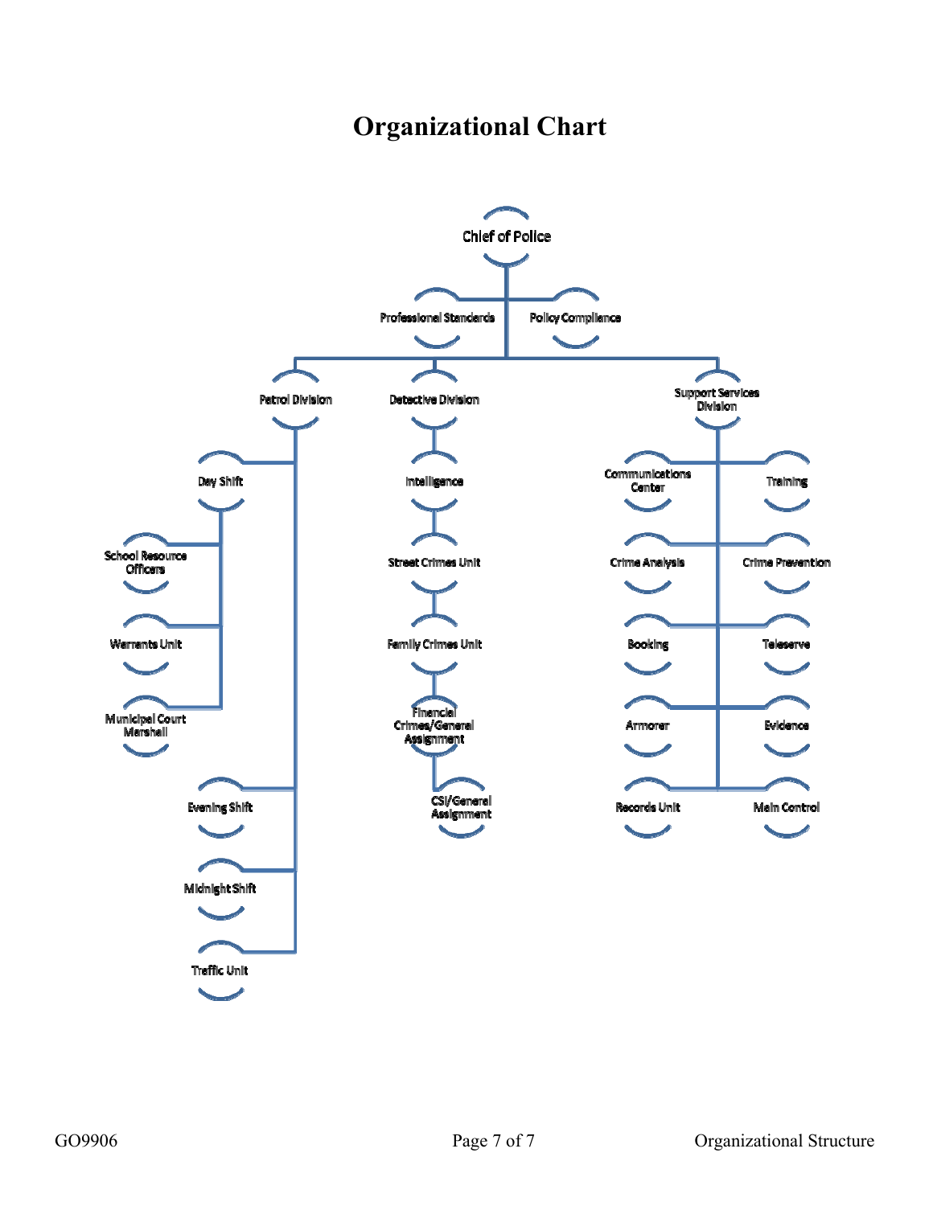# Organizational Chart

Chief of Police

Professional Standards

Policy Compliance

Patrol Division

Detective Division

Support Services Division

Day Shift

School Resource Officers

Warrants Unit

Municipal Court Marshall

Evening Shift

Midnight Shift

Traffic Unit

Intelligence

Street Crimes Unit

Family Crimes Unit

Financial Crimes/General Assignment

CSI/General Assignment

Communications Center

Training

Crime Analysis

Crime Prevention

Booking

Teleserve

Armorer

Evidence

Records Unit

Main Control